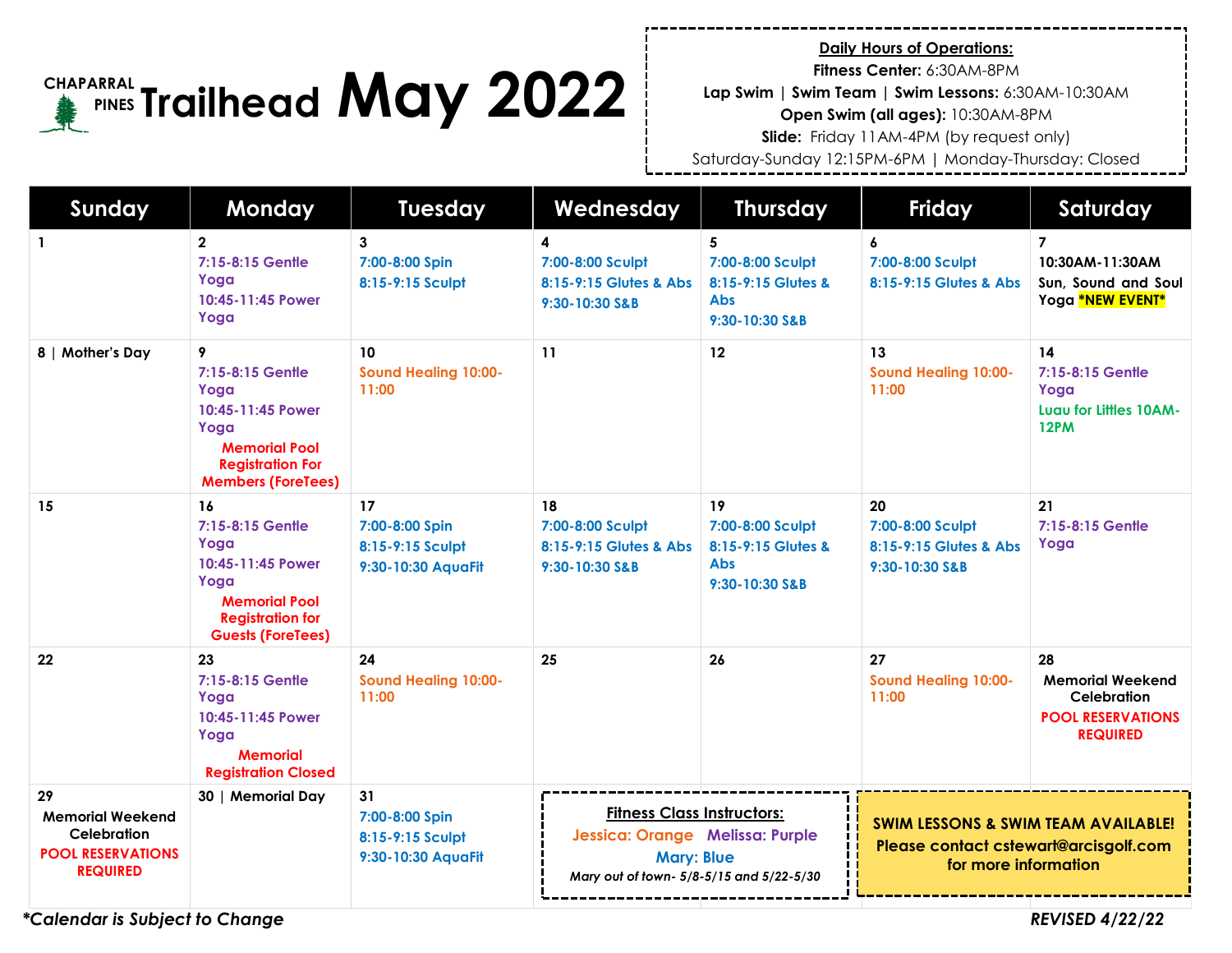# CHAPARRAL PINES Trailhead May 2022

**Daily Hours of Operations:**

**Fitness Center:** 6:30AM-8PM
**Lap Swim | Swim Team | Swim Lessons:** 6:30AM-10:30AM
**Open Swim (all ages):** 10:30AM-8PM
**Slide:** Friday 11AM-4PM (by request only)
Saturday-Sunday 12:15PM-6PM | Monday-Thursday: Closed

| Sunday | Monday | Tuesday | Wednesday | Thursday | Friday | Saturday |
|---|---|---|---|---|---|---|
| **1** | **2**<br>7:15-8:15 Gentle Yoga<br>10:45-11:45 Power Yoga | **3**<br>7:00-8:00 Spin<br>8:15-9:15 Sculpt | **4**<br>7:00-8:00 Sculpt<br>8:15-9:15 Glutes & Abs<br>9:30-10:30 S&B | **5**<br>7:00-8:00 Sculpt<br>8:15-9:15 Glutes & Abs<br>9:30-10:30 S&B | **6**<br>7:00-8:00 Sculpt<br>8:15-9:15 Glutes & Abs | **7**<br>10:30AM-11:30AM<br>Sun, Sound and Soul Yoga ***NEW EVENT*** |
| **8 \| Mother's Day** | **9**<br>7:15-8:15 Gentle Yoga<br>10:45-11:45 Power Yoga<br>**Memorial Pool Registration For Members (ForeTees)** | **10**<br>Sound Healing 10:00-11:00 | **11** | **12** | **13**<br>Sound Healing 10:00-11:00 | **14**<br>7:15-8:15 Gentle Yoga<br>Luau for Littles 10AM-12PM |
| **15** | **16**<br>7:15-8:15 Gentle Yoga<br>10:45-11:45 Power Yoga<br>**Memorial Pool Registration for Guests (ForeTees)** | **17**<br>7:00-8:00 Spin<br>8:15-9:15 Sculpt<br>9:30-10:30 AquaFit | **18**<br>7:00-8:00 Sculpt<br>8:15-9:15 Glutes & Abs<br>9:30-10:30 S&B | **19**<br>7:00-8:00 Sculpt<br>8:15-9:15 Glutes & Abs<br>9:30-10:30 S&B | **20**<br>7:00-8:00 Sculpt<br>8:15-9:15 Glutes & Abs<br>9:30-10:30 S&B | **21**<br>7:15-8:15 Gentle Yoga |
| **22** | **23**<br>7:15-8:15 Gentle Yoga<br>10:45-11:45 Power Yoga<br>**Memorial Registration Closed** | **24**<br>Sound Healing 10:00-11:00 | **25** | **26** | **27**<br>Sound Healing 10:00-11:00 | **28**<br>Memorial Weekend Celebration<br>**POOL RESERVATIONS REQUIRED** |
| **29**<br>Memorial Weekend Celebration<br>**POOL RESERVATIONS REQUIRED** | **30 \| Memorial Day** | **31**<br>7:00-8:00 Spin<br>8:15-9:15 Sculpt<br>9:30-10:30 AquaFit | | | | |

**Fitness Class Instructors:**
Jessica: Orange  Melissa: Purple
Mary: Blue
*Mary out of town- 5/8-5/15 and 5/22-5/30*

**SWIM LESSONS & SWIM TEAM AVAILABLE!**
**Please contact cstewart@arcisgolf.com for more information**

***Calendar is Subject to Change***

***REVISED 4/22/22***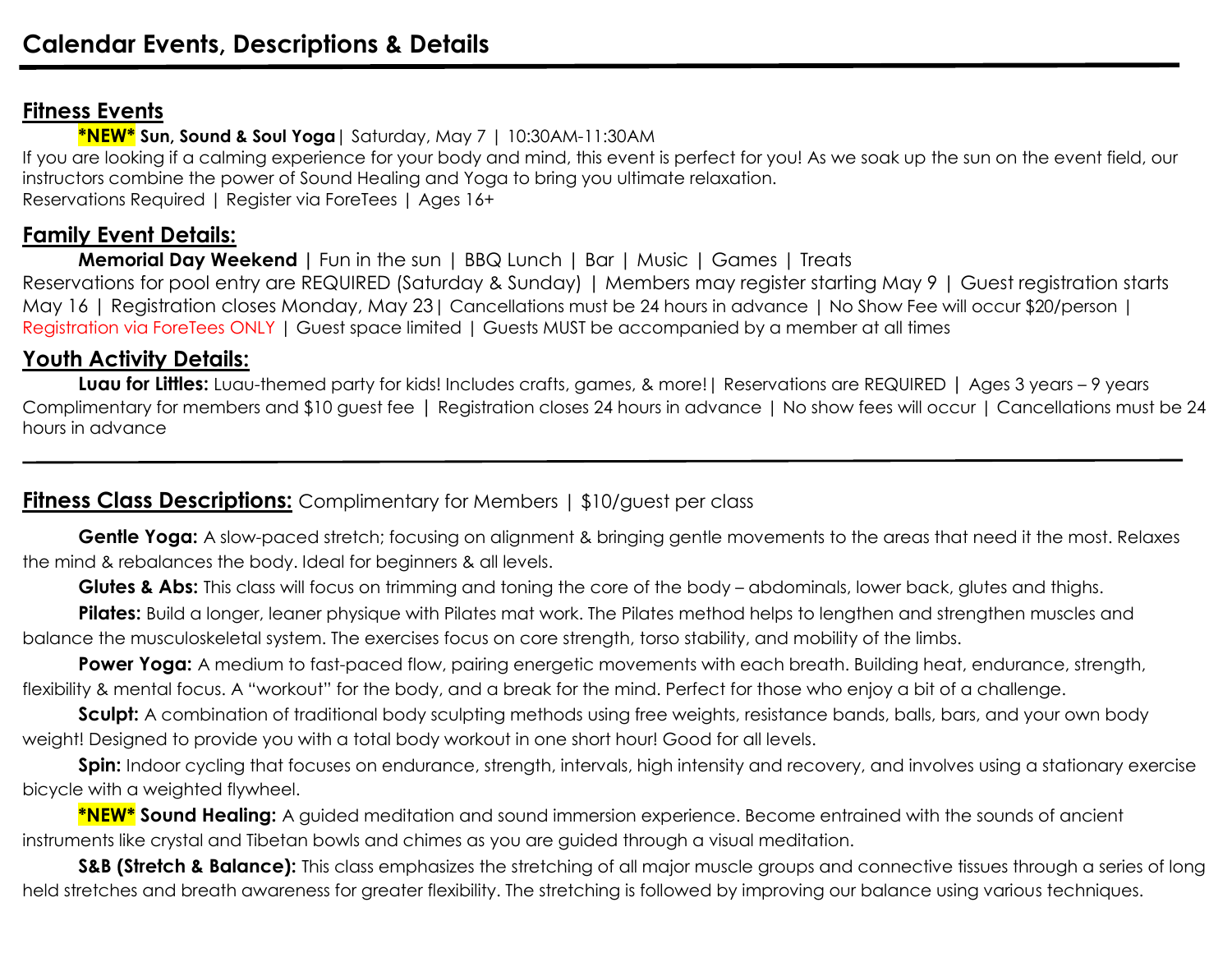# Calendar Events, Descriptions & Details

## Fitness Events

**\*NEW\* Sun, Sound & Soul Yoga**| Saturday, May 7 | 10:30AM-11:30AM

If you are looking if a calming experience for your body and mind, this event is perfect for you! As we soak up the sun on the event field, our instructors combine the power of Sound Healing and Yoga to bring you ultimate relaxation.

Reservations Required | Register via ForeTees | Ages 16+

## Family Event Details:

**Memorial Day Weekend** | Fun in the sun | BBQ Lunch | Bar | Music | Games | Treats

Reservations for pool entry are REQUIRED (Saturday & Sunday) | Members may register starting May 9 | Guest registration starts May 16 | Registration closes Monday, May 23| Cancellations must be 24 hours in advance | No Show Fee will occur $20/person | Registration via ForeTees ONLY | Guest space limited | Guests MUST be accompanied by a member at all times

## Youth Activity Details:

**Luau for Littles:** Luau-themed party for kids! Includes crafts, games, & more!| Reservations are REQUIRED | Ages 3 years – 9 years Complimentary for members and $10 guest fee | Registration closes 24 hours in advance | No show fees will occur | Cancellations must be 24 hours in advance

---

## Fitness Class Descriptions: Complimentary for Members | $10/guest per class

**Gentle Yoga:** A slow-paced stretch; focusing on alignment & bringing gentle movements to the areas that need it the most. Relaxes the mind & rebalances the body. Ideal for beginners & all levels.

**Glutes & Abs:** This class will focus on trimming and toning the core of the body – abdominals, lower back, glutes and thighs.

**Pilates:** Build a longer, leaner physique with Pilates mat work. The Pilates method helps to lengthen and strengthen muscles and balance the musculoskeletal system. The exercises focus on core strength, torso stability, and mobility of the limbs.

**Power Yoga:** A medium to fast-paced flow, pairing energetic movements with each breath. Building heat, endurance, strength, flexibility & mental focus. A "workout" for the body, and a break for the mind. Perfect for those who enjoy a bit of a challenge.

**Sculpt:** A combination of traditional body sculpting methods using free weights, resistance bands, balls, bars, and your own body weight! Designed to provide you with a total body workout in one short hour! Good for all levels.

**Spin:** Indoor cycling that focuses on endurance, strength, intervals, high intensity and recovery, and involves using a stationary exercise bicycle with a weighted flywheel.

**\*NEW\* Sound Healing:** A guided meditation and sound immersion experience. Become entrained with the sounds of ancient instruments like crystal and Tibetan bowls and chimes as you are guided through a visual meditation.

**S&B (Stretch & Balance):** This class emphasizes the stretching of all major muscle groups and connective tissues through a series of long held stretches and breath awareness for greater flexibility. The stretching is followed by improving our balance using various techniques.